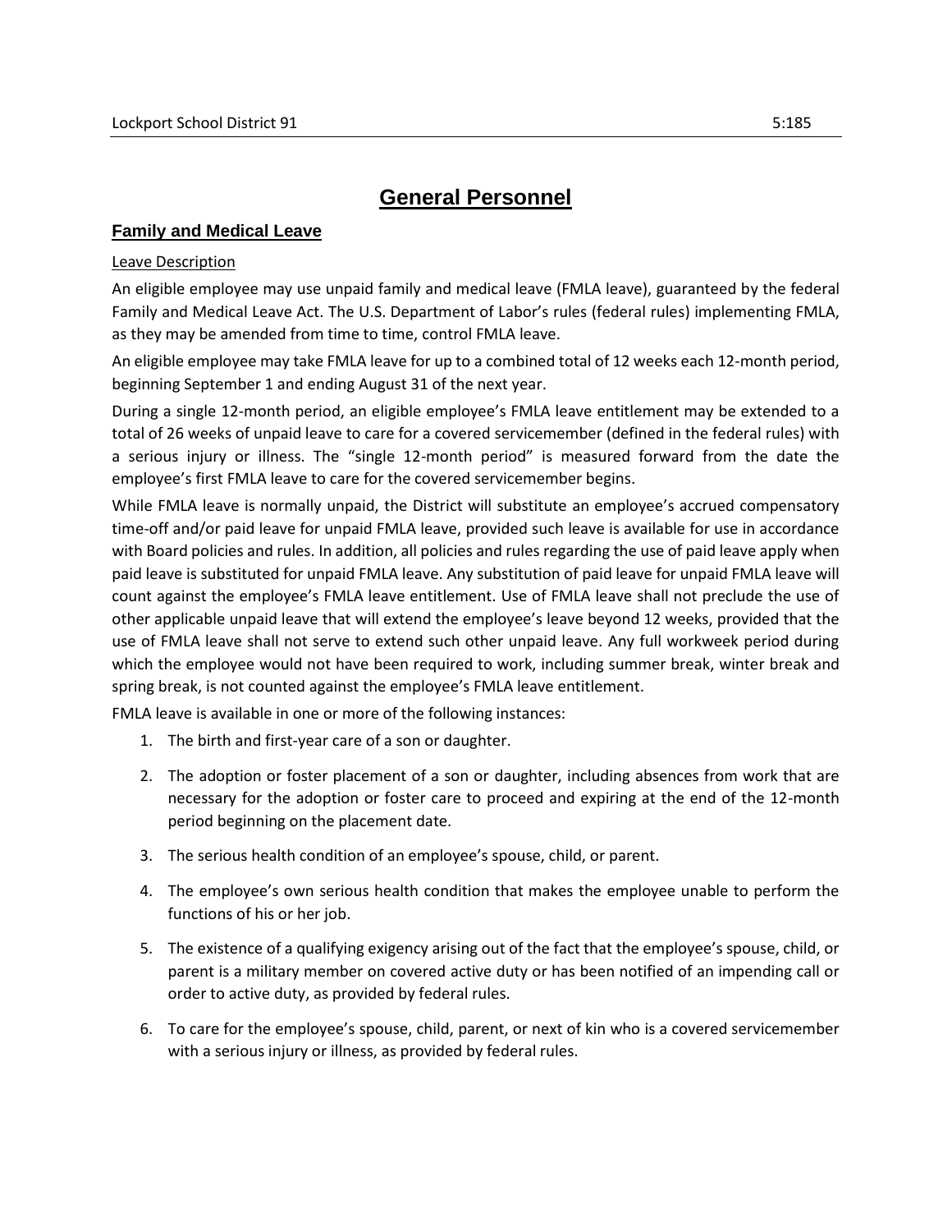# General Personnel

## Family and Medical Leave

Leave Description

An eligible employee may use unpaid family and medical leave (FMLA leave), guaranteed by the federal Family and Medical Leave Act. The U.S. Department of Labor's rules (federal rules) implementing FMLA, as they may be amended from time to time, control FMLA leave.

An eligible employee may take FMLA leave for up to a combined total of 12 weeks each 12-month period, beginning September 1 and ending August 31 of the next year.

During a single 12-month period, an eligible employee's FMLA leave entitlement may be extended to a total of 26 weeks of unpaid leave to care for a covered servicemember (defined in the federal rules) with a serious injury or illness. The "single 12-month period" is measured forward from the date the employee's first FMLA leave to care for the covered servicemember begins.

While FMLA leave is normally unpaid, the District will substitute an employee's accrued compensatory time-off and/or paid leave for unpaid FMLA leave, provided such leave is available for use in accordance with Board policies and rules. In addition, all policies and rules regarding the use of paid leave apply when paid leave is substituted for unpaid FMLA leave. Any substitution of paid leave for unpaid FMLA leave will count against the employee's FMLA leave entitlement. Use of FMLA leave shall not preclude the use of other applicable unpaid leave that will extend the employee's leave beyond 12 weeks, provided that the use of FMLA leave shall not serve to extend such other unpaid leave. Any full workweek period during which the employee would not have been required to work, including summer break, winter break and spring break, is not counted against the employee's FMLA leave entitlement.

FMLA leave is available in one or more of the following instances:

1. The birth and first-year care of a son or daughter.
2. The adoption or foster placement of a son or daughter, including absences from work that are necessary for the adoption or foster care to proceed and expiring at the end of the 12-month period beginning on the placement date.
3. The serious health condition of an employee's spouse, child, or parent.
4. The employee's own serious health condition that makes the employee unable to perform the functions of his or her job.
5. The existence of a qualifying exigency arising out of the fact that the employee's spouse, child, or parent is a military member on covered active duty or has been notified of an impending call or order to active duty, as provided by federal rules.
6. To care for the employee's spouse, child, parent, or next of kin who is a covered servicemember with a serious injury or illness, as provided by federal rules.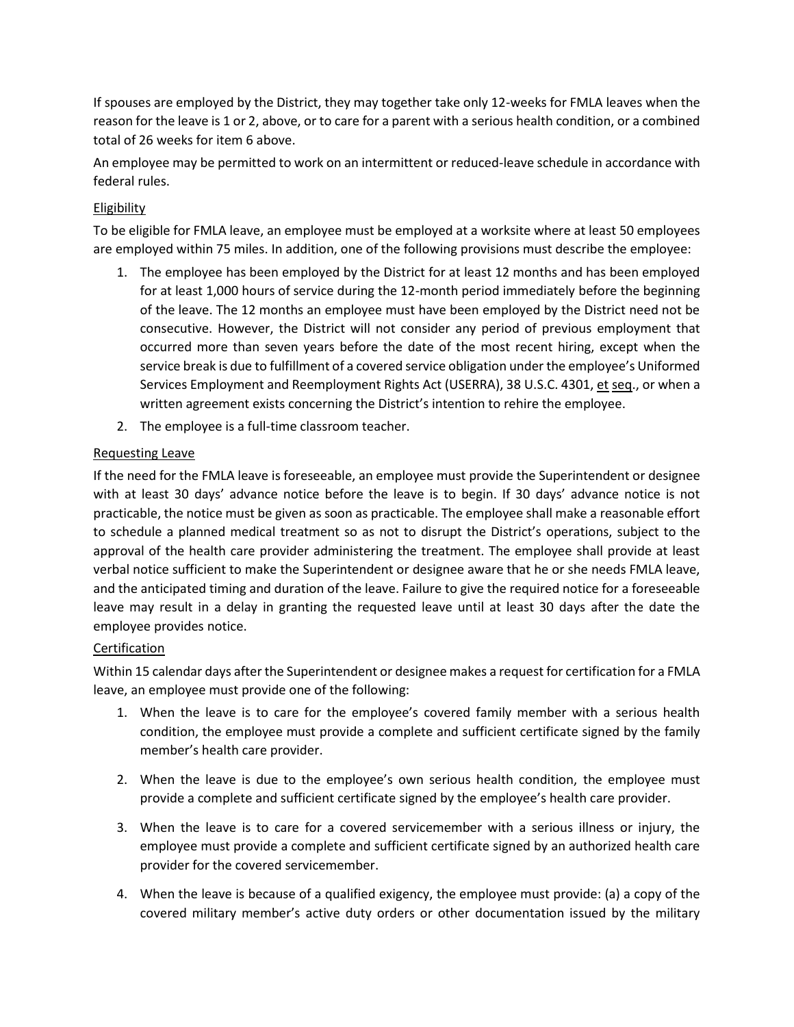If spouses are employed by the District, they may together take only 12-weeks for FMLA leaves when the reason for the leave is 1 or 2, above, or to care for a parent with a serious health condition, or a combined total of 26 weeks for item 6 above.

An employee may be permitted to work on an intermittent or reduced-leave schedule in accordance with federal rules.

<u>Eligibility</u>

To be eligible for FMLA leave, an employee must be employed at a worksite where at least 50 employees are employed within 75 miles. In addition, one of the following provisions must describe the employee:

1. The employee has been employed by the District for at least 12 months and has been employed for at least 1,000 hours of service during the 12-month period immediately before the beginning of the leave. The 12 months an employee must have been employed by the District need not be consecutive. However, the District will not consider any period of previous employment that occurred more than seven years before the date of the most recent hiring, except when the service break is due to fulfillment of a covered service obligation under the employee's Uniformed Services Employment and Reemployment Rights Act (USERRA), 38 U.S.C. 4301, et seq., or when a written agreement exists concerning the District's intention to rehire the employee.
2. The employee is a full-time classroom teacher.

<u>Requesting Leave</u>

If the need for the FMLA leave is foreseeable, an employee must provide the Superintendent or designee with at least 30 days' advance notice before the leave is to begin. If 30 days' advance notice is not practicable, the notice must be given as soon as practicable. The employee shall make a reasonable effort to schedule a planned medical treatment so as not to disrupt the District's operations, subject to the approval of the health care provider administering the treatment. The employee shall provide at least verbal notice sufficient to make the Superintendent or designee aware that he or she needs FMLA leave, and the anticipated timing and duration of the leave. Failure to give the required notice for a foreseeable leave may result in a delay in granting the requested leave until at least 30 days after the date the employee provides notice.

<u>Certification</u>

Within 15 calendar days after the Superintendent or designee makes a request for certification for a FMLA leave, an employee must provide one of the following:

1. When the leave is to care for the employee's covered family member with a serious health condition, the employee must provide a complete and sufficient certificate signed by the family member's health care provider.
2. When the leave is due to the employee's own serious health condition, the employee must provide a complete and sufficient certificate signed by the employee's health care provider.
3. When the leave is to care for a covered servicemember with a serious illness or injury, the employee must provide a complete and sufficient certificate signed by an authorized health care provider for the covered servicemember.
4. When the leave is because of a qualified exigency, the employee must provide: (a) a copy of the covered military member's active duty orders or other documentation issued by the military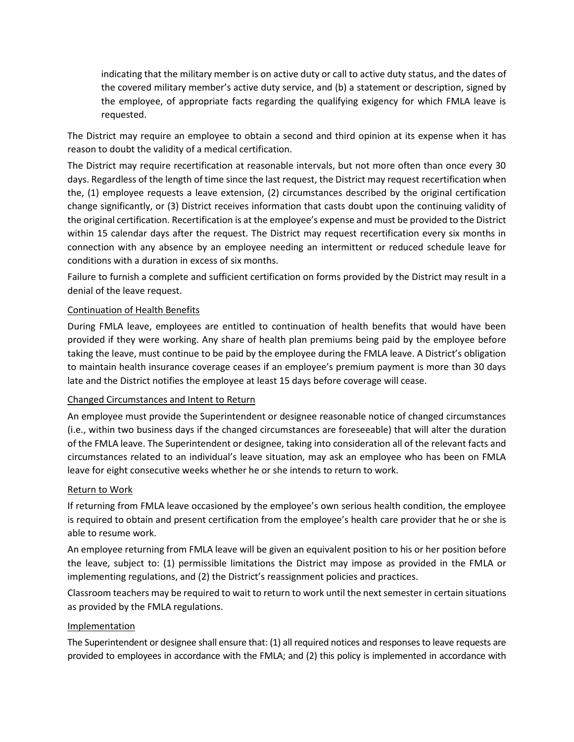indicating that the military member is on active duty or call to active duty status, and the dates of the covered military member's active duty service, and (b) a statement or description, signed by the employee, of appropriate facts regarding the qualifying exigency for which FMLA leave is requested.

The District may require an employee to obtain a second and third opinion at its expense when it has reason to doubt the validity of a medical certification.

The District may require recertification at reasonable intervals, but not more often than once every 30 days. Regardless of the length of time since the last request, the District may request recertification when the, (1) employee requests a leave extension, (2) circumstances described by the original certification change significantly, or (3) District receives information that casts doubt upon the continuing validity of the original certification. Recertification is at the employee's expense and must be provided to the District within 15 calendar days after the request. The District may request recertification every six months in connection with any absence by an employee needing an intermittent or reduced schedule leave for conditions with a duration in excess of six months.

Failure to furnish a complete and sufficient certification on forms provided by the District may result in a denial of the leave request.

## Continuation of Health Benefits

During FMLA leave, employees are entitled to continuation of health benefits that would have been provided if they were working. Any share of health plan premiums being paid by the employee before taking the leave, must continue to be paid by the employee during the FMLA leave. A District's obligation to maintain health insurance coverage ceases if an employee's premium payment is more than 30 days late and the District notifies the employee at least 15 days before coverage will cease.

## Changed Circumstances and Intent to Return

An employee must provide the Superintendent or designee reasonable notice of changed circumstances (i.e., within two business days if the changed circumstances are foreseeable) that will alter the duration of the FMLA leave. The Superintendent or designee, taking into consideration all of the relevant facts and circumstances related to an individual's leave situation, may ask an employee who has been on FMLA leave for eight consecutive weeks whether he or she intends to return to work.

## Return to Work

If returning from FMLA leave occasioned by the employee's own serious health condition, the employee is required to obtain and present certification from the employee's health care provider that he or she is able to resume work.

An employee returning from FMLA leave will be given an equivalent position to his or her position before the leave, subject to: (1) permissible limitations the District may impose as provided in the FMLA or implementing regulations, and (2) the District's reassignment policies and practices.

Classroom teachers may be required to wait to return to work until the next semester in certain situations as provided by the FMLA regulations.

## Implementation

The Superintendent or designee shall ensure that: (1) all required notices and responses to leave requests are provided to employees in accordance with the FMLA; and (2) this policy is implemented in accordance with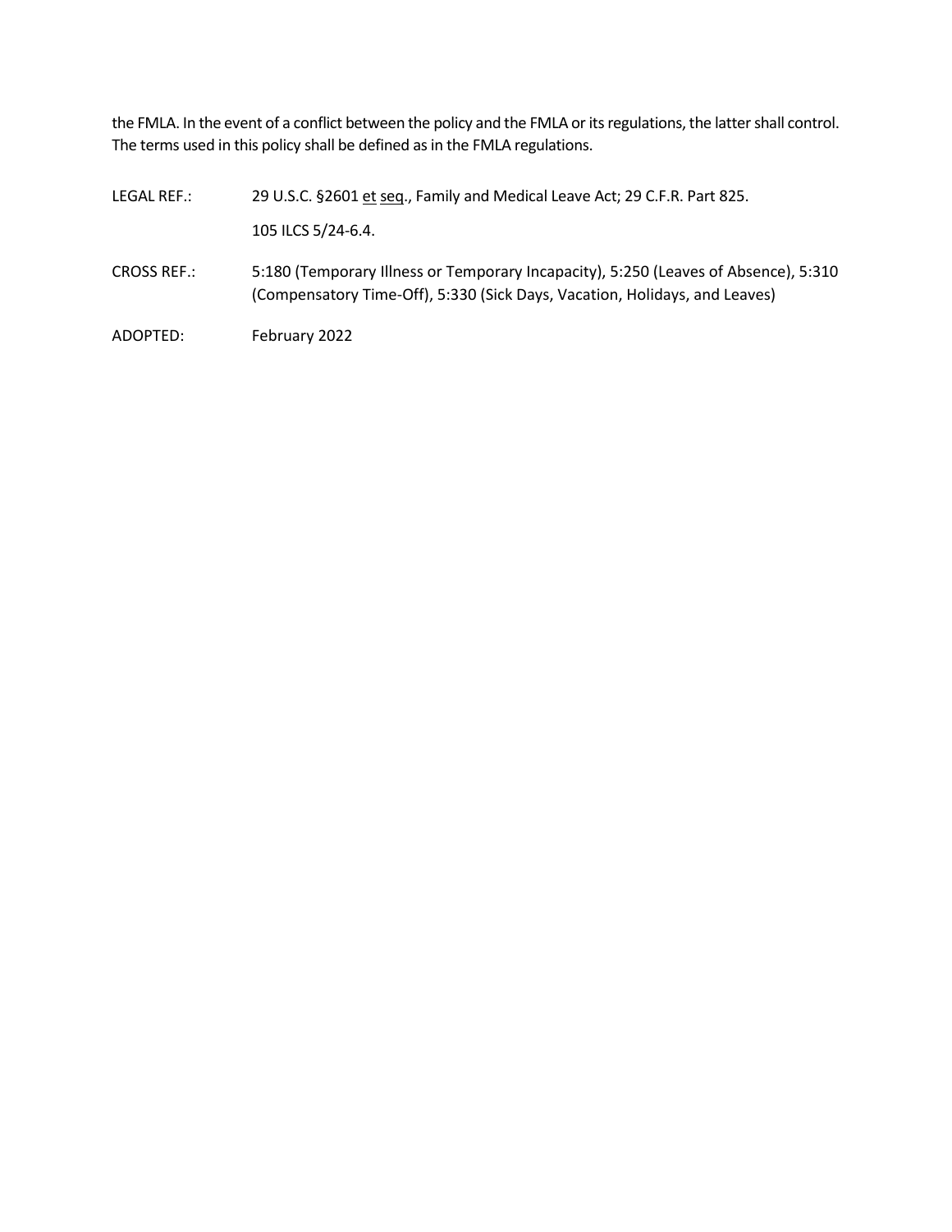the FMLA. In the event of a conflict between the policy and the FMLA or its regulations, the latter shall control. The terms used in this policy shall be defined as in the FMLA regulations.

LEGAL REF.: 29 U.S.C. §2601 et seq., Family and Medical Leave Act; 29 C.F.R. Part 825.

105 ILCS 5/24-6.4.

CROSS REF.: 5:180 (Temporary Illness or Temporary Incapacity), 5:250 (Leaves of Absence), 5:310 (Compensatory Time-Off), 5:330 (Sick Days, Vacation, Holidays, and Leaves)

ADOPTED: February 2022